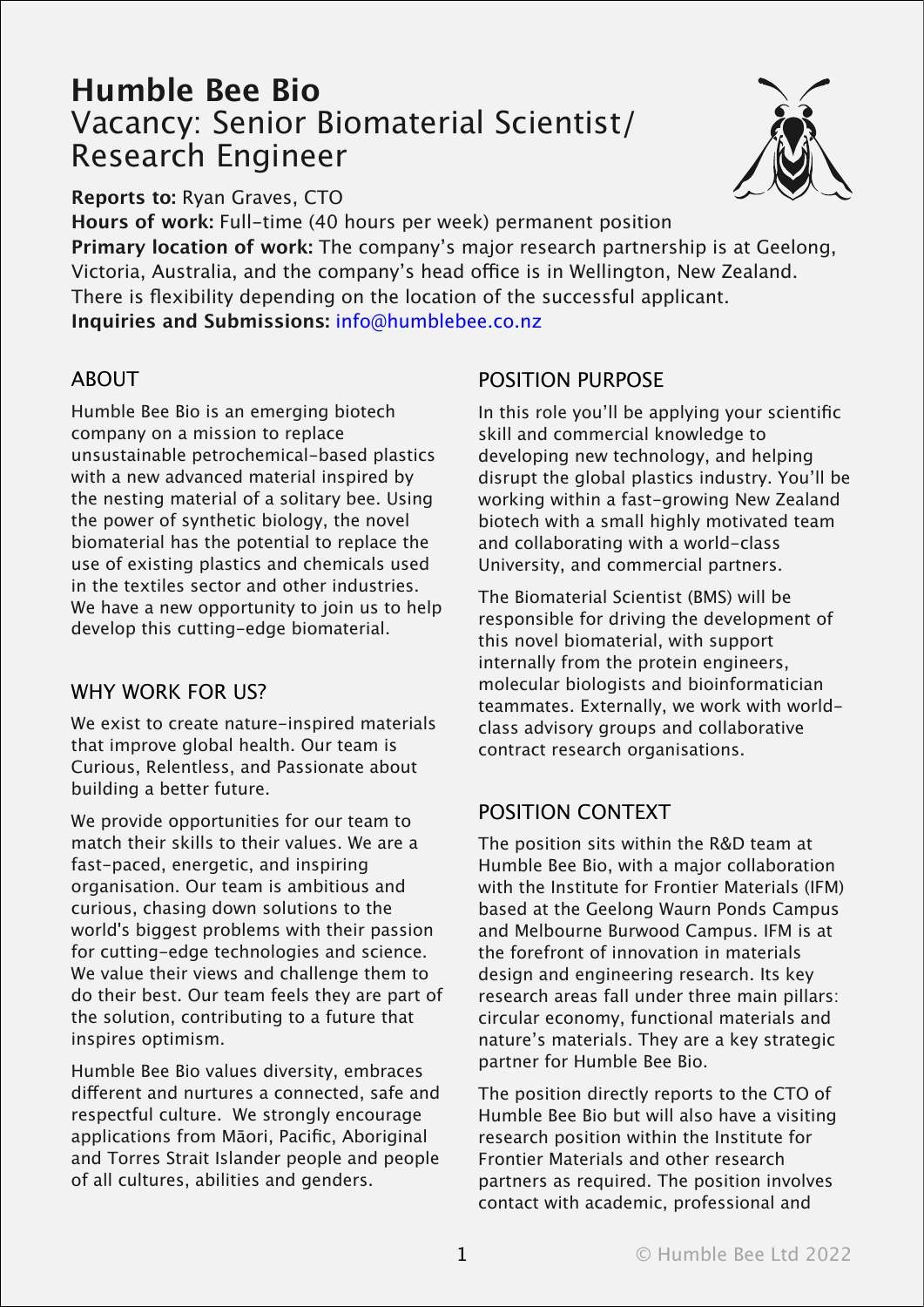# Humble Bee Bio

## Vacancy: Senior Biomaterial Scientist/ Research Engineer

**Reports to:** Ryan Graves, CTO

**Hours of work:** Full-time (40 hours per week) permanent position

**Primary location of work:** The company's major research partnership is at Geelong, Victoria, Australia, and the company's head office is in Wellington, New Zealand. There is flexibility depending on the location of the successful applicant.

**Inquiries and Submissions:** info@humblebee.co.nz

## ABOUT

Humble Bee Bio is an emerging biotech company on a mission to replace unsustainable petrochemical-based plastics with a new advanced material inspired by the nesting material of a solitary bee. Using the power of synthetic biology, the novel biomaterial has the potential to replace the use of existing plastics and chemicals used in the textiles sector and other industries. We have a new opportunity to join us to help develop this cutting-edge biomaterial.

## WHY WORK FOR US?

We exist to create nature-inspired materials that improve global health. Our team is Curious, Relentless, and Passionate about building a better future.

We provide opportunities for our team to match their skills to their values. We are a fast-paced, energetic, and inspiring organisation. Our team is ambitious and curious, chasing down solutions to the world's biggest problems with their passion for cutting-edge technologies and science. We value their views and challenge them to do their best. Our team feels they are part of the solution, contributing to a future that inspires optimism.

Humble Bee Bio values diversity, embraces different and nurtures a connected, safe and respectful culture. We strongly encourage applications from Māori, Pacific, Aboriginal and Torres Strait Islander people and people of all cultures, abilities and genders.

## POSITION PURPOSE

In this role you'll be applying your scientific skill and commercial knowledge to developing new technology, and helping disrupt the global plastics industry. You'll be working within a fast-growing New Zealand biotech with a small highly motivated team and collaborating with a world-class University, and commercial partners.

The Biomaterial Scientist (BMS) will be responsible for driving the development of this novel biomaterial, with support internally from the protein engineers, molecular biologists and bioinformatician teammates. Externally, we work with world-class advisory groups and collaborative contract research organisations.

## POSITION CONTEXT

The position sits within the R&D team at Humble Bee Bio, with a major collaboration with the Institute for Frontier Materials (IFM) based at the Geelong Waurn Ponds Campus and Melbourne Burwood Campus. IFM is at the forefront of innovation in materials design and engineering research. Its key research areas fall under three main pillars: circular economy, functional materials and nature's materials. They are a key strategic partner for Humble Bee Bio.

The position directly reports to the CTO of Humble Bee Bio but will also have a visiting research position within the Institute for Frontier Materials and other research partners as required. The position involves contact with academic, professional and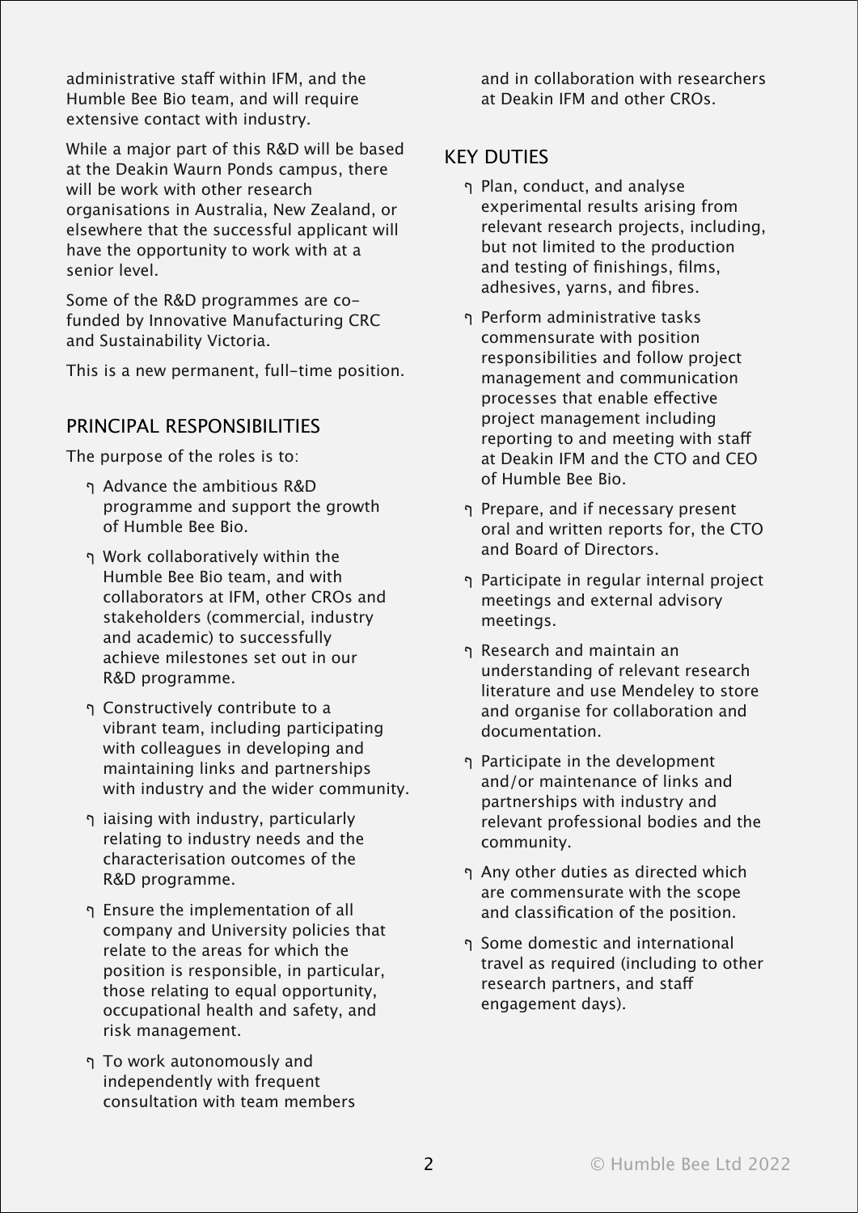administrative staff within IFM, and the Humble Bee Bio team, and will require extensive contact with industry.

While a major part of this R&D will be based at the Deakin Waurn Ponds campus, there will be work with other research organisations in Australia, New Zealand, or elsewhere that the successful applicant will have the opportunity to work with at a senior level.

Some of the R&D programmes are co-funded by Innovative Manufacturing CRC and Sustainability Victoria.

This is a new permanent, full-time position.

## PRINCIPAL RESPONSIBILITIES

The purpose of the roles is to:

- Advance the ambitious R&D programme and support the growth of Humble Bee Bio.
- Work collaboratively within the Humble Bee Bio team, and with collaborators at IFM, other CROs and stakeholders (commercial, industry and academic) to successfully achieve milestones set out in our R&D programme.
- Constructively contribute to a vibrant team, including participating with colleagues in developing and maintaining links and partnerships with industry and the wider community.
- iaising with industry, particularly relating to industry needs and the characterisation outcomes of the R&D programme.
- Ensure the implementation of all company and University policies that relate to the areas for which the position is responsible, in particular, those relating to equal opportunity, occupational health and safety, and risk management.
- To work autonomously and independently with frequent consultation with team members and in collaboration with researchers at Deakin IFM and other CROs.

## KEY DUTIES

- Plan, conduct, and analyse experimental results arising from relevant research projects, including, but not limited to the production and testing of finishings, films, adhesives, yarns, and fibres.
- Perform administrative tasks commensurate with position responsibilities and follow project management and communication processes that enable effective project management including reporting to and meeting with staff at Deakin IFM and the CTO and CEO of Humble Bee Bio.
- Prepare, and if necessary present oral and written reports for, the CTO and Board of Directors.
- Participate in regular internal project meetings and external advisory meetings.
- Research and maintain an understanding of relevant research literature and use Mendeley to store and organise for collaboration and documentation.
- Participate in the development and/or maintenance of links and partnerships with industry and relevant professional bodies and the community.
- Any other duties as directed which are commensurate with the scope and classification of the position.
- Some domestic and international travel as required (including to other research partners, and staff engagement days).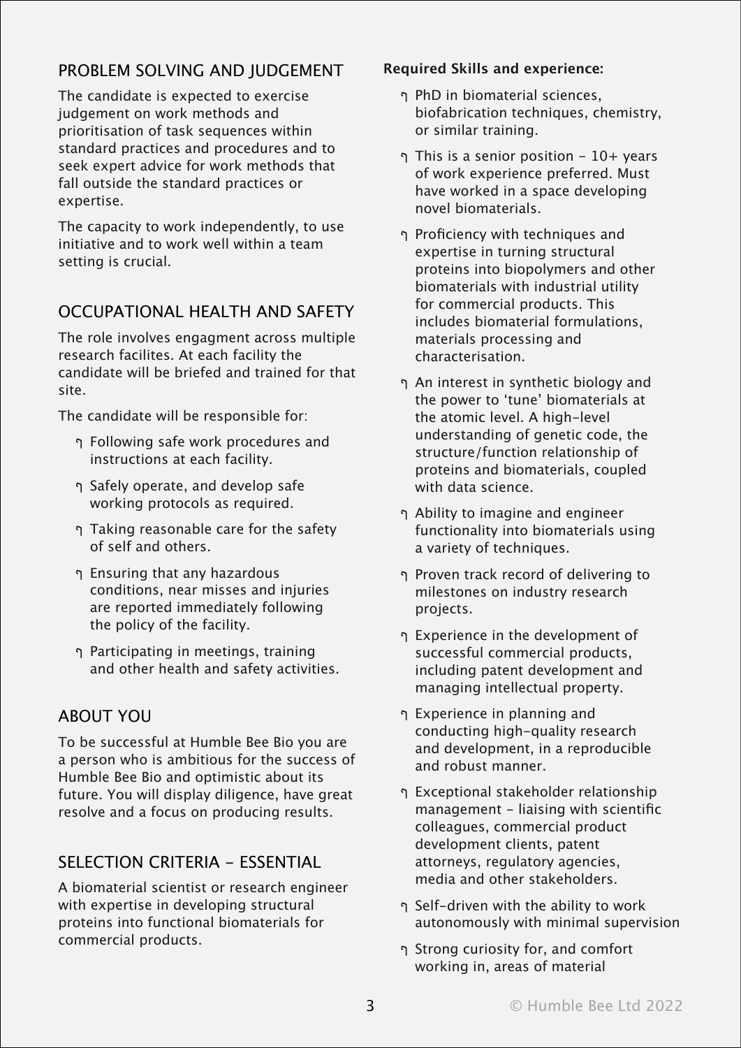## PROBLEM SOLVING AND JUDGEMENT

The candidate is expected to exercise judgement on work methods and prioritisation of task sequences within standard practices and procedures and to seek expert advice for work methods that fall outside the standard practices or expertise.

The capacity to work independently, to use initiative and to work well within a team setting is crucial.

## OCCUPATIONAL HEALTH AND SAFETY

The role involves engagment across multiple research facilites. At each facility the candidate will be briefed and trained for that site.

The candidate will be responsible for:

- Following safe work procedures and instructions at each facility.
- Safely operate, and develop safe working protocols as required.
- Taking reasonable care for the safety of self and others.
- Ensuring that any hazardous conditions, near misses and injuries are reported immediately following the policy of the facility.
- Participating in meetings, training and other health and safety activities.

## ABOUT YOU

To be successful at Humble Bee Bio you are a person who is ambitious for the success of Humble Bee Bio and optimistic about its future. You will display diligence, have great resolve and a focus on producing results.

## SELECTION CRITERIA - ESSENTIAL

A biomaterial scientist or research engineer with expertise in developing structural proteins into functional biomaterials for commercial products.

**Required Skills and experience:**

- PhD in biomaterial sciences, biofabrication techniques, chemistry, or similar training.
- This is a senior position - 10+ years of work experience preferred. Must have worked in a space developing novel biomaterials.
- Proficiency with techniques and expertise in turning structural proteins into biopolymers and other biomaterials with industrial utility for commercial products. This includes biomaterial formulations, materials processing and characterisation.
- An interest in synthetic biology and the power to 'tune' biomaterials at the atomic level. A high-level understanding of genetic code, the structure/function relationship of proteins and biomaterials, coupled with data science.
- Ability to imagine and engineer functionality into biomaterials using a variety of techniques.
- Proven track record of delivering to milestones on industry research projects.
- Experience in the development of successful commercial products, including patent development and managing intellectual property.
- Experience in planning and conducting high-quality research and development, in a reproducible and robust manner.
- Exceptional stakeholder relationship management - liaising with scientific colleagues, commercial product development clients, patent attorneys, regulatory agencies, media and other stakeholders.
- Self-driven with the ability to work autonomously with minimal supervision
- Strong curiosity for, and comfort working in, areas of material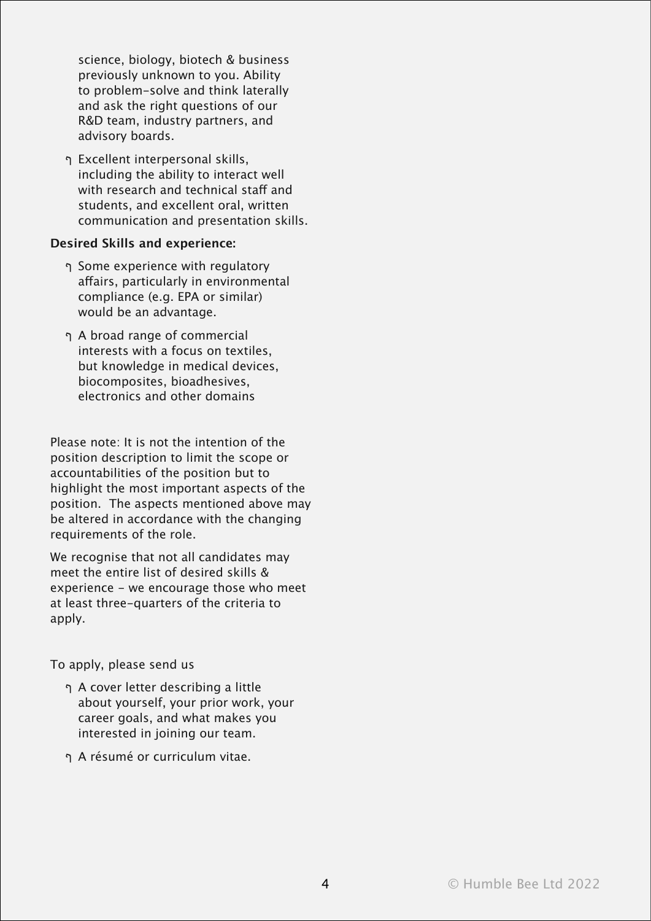science, biology, biotech & business previously unknown to you. Ability to problem-solve and think laterally and ask the right questions of our R&D team, industry partners, and advisory boards.

- Excellent interpersonal skills, including the ability to interact well with research and technical staff and students, and excellent oral, written communication and presentation skills.

**Desired Skills and experience:**

- Some experience with regulatory affairs, particularly in environmental compliance (e.g. EPA or similar) would be an advantage.
- A broad range of commercial interests with a focus on textiles, but knowledge in medical devices, biocomposites, bioadhesives, electronics and other domains

Please note: It is not the intention of the position description to limit the scope or accountabilities of the position but to highlight the most important aspects of the position. The aspects mentioned above may be altered in accordance with the changing requirements of the role.

We recognise that not all candidates may meet the entire list of desired skills & experience – we encourage those who meet at least three-quarters of the criteria to apply.

To apply, please send us

- A cover letter describing a little about yourself, your prior work, your career goals, and what makes you interested in joining our team.
- A résumé or curriculum vitae.